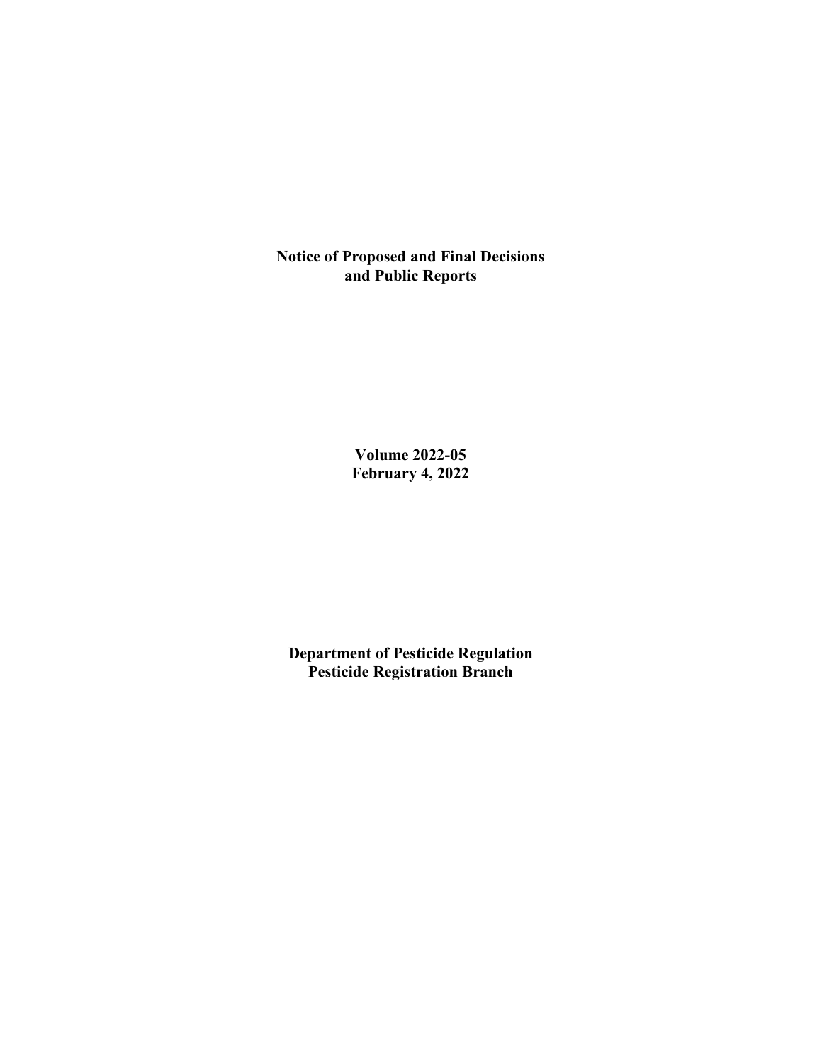# Notice of Proposed and Final Decisions and Public Reports

**Volume 2022-05**
**February 4, 2022**

**Department of Pesticide Regulation**
**Pesticide Registration Branch**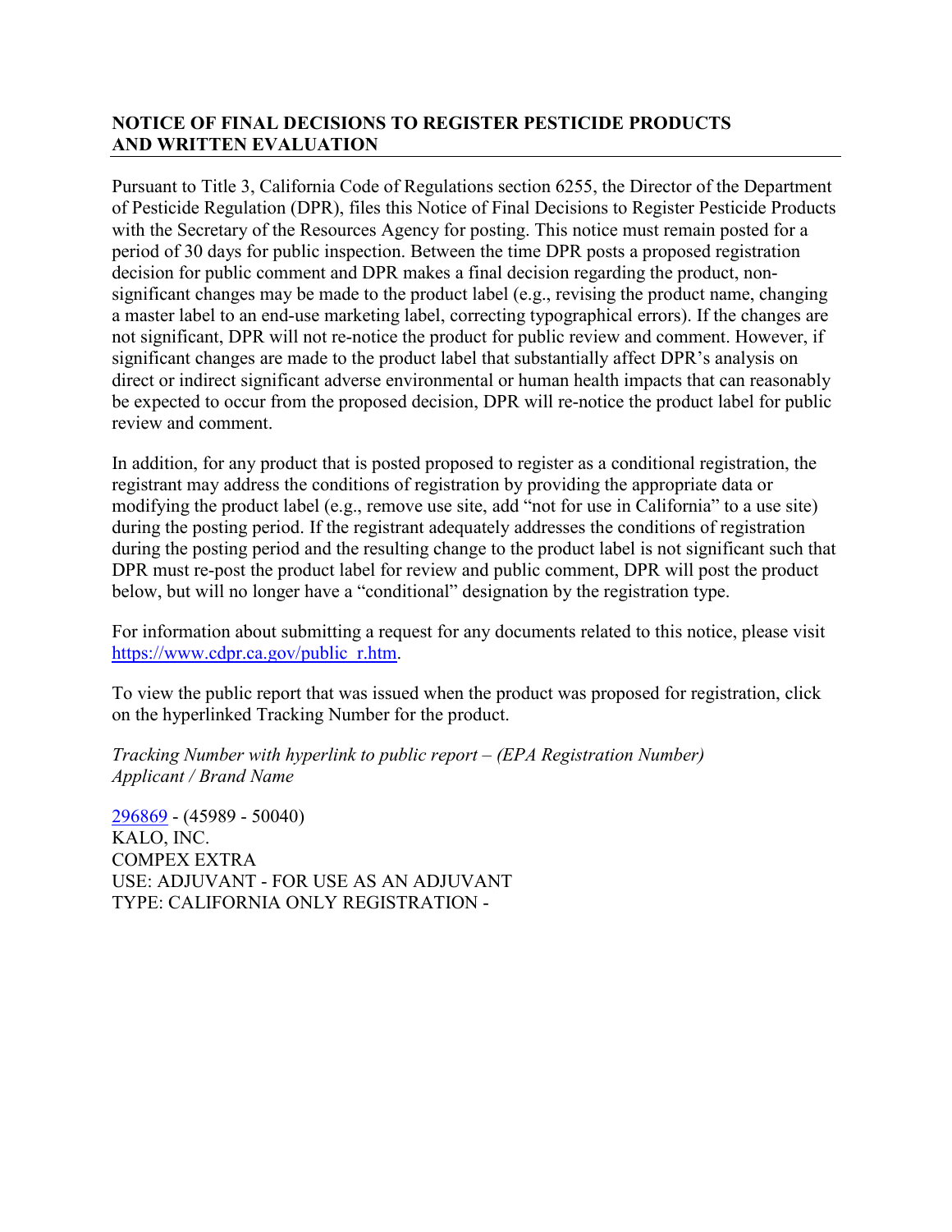## NOTICE OF FINAL DECISIONS TO REGISTER PESTICIDE PRODUCTS AND WRITTEN EVALUATION

Pursuant to Title 3, California Code of Regulations section 6255, the Director of the Department of Pesticide Regulation (DPR), files this Notice of Final Decisions to Register Pesticide Products with the Secretary of the Resources Agency for posting. This notice must remain posted for a period of 30 days for public inspection. Between the time DPR posts a proposed registration decision for public comment and DPR makes a final decision regarding the product, non-significant changes may be made to the product label (e.g., revising the product name, changing a master label to an end-use marketing label, correcting typographical errors). If the changes are not significant, DPR will not re-notice the product for public review and comment. However, if significant changes are made to the product label that substantially affect DPR's analysis on direct or indirect significant adverse environmental or human health impacts that can reasonably be expected to occur from the proposed decision, DPR will re-notice the product label for public review and comment.

In addition, for any product that is posted proposed to register as a conditional registration, the registrant may address the conditions of registration by providing the appropriate data or modifying the product label (e.g., remove use site, add "not for use in California" to a use site) during the posting period. If the registrant adequately addresses the conditions of registration during the posting period and the resulting change to the product label is not significant such that DPR must re-post the product label for review and public comment, DPR will post the product below, but will no longer have a "conditional" designation by the registration type.

For information about submitting a request for any documents related to this notice, please visit https://www.cdpr.ca.gov/public_r.htm.

To view the public report that was issued when the product was proposed for registration, click on the hyperlinked Tracking Number for the product.

*Tracking Number with hyperlink to public report – (EPA Registration Number)*
*Applicant / Brand Name*

296869 - (45989 - 50040)
KALO, INC.
COMPEX EXTRA
USE: ADJUVANT - FOR USE AS AN ADJUVANT
TYPE: CALIFORNIA ONLY REGISTRATION -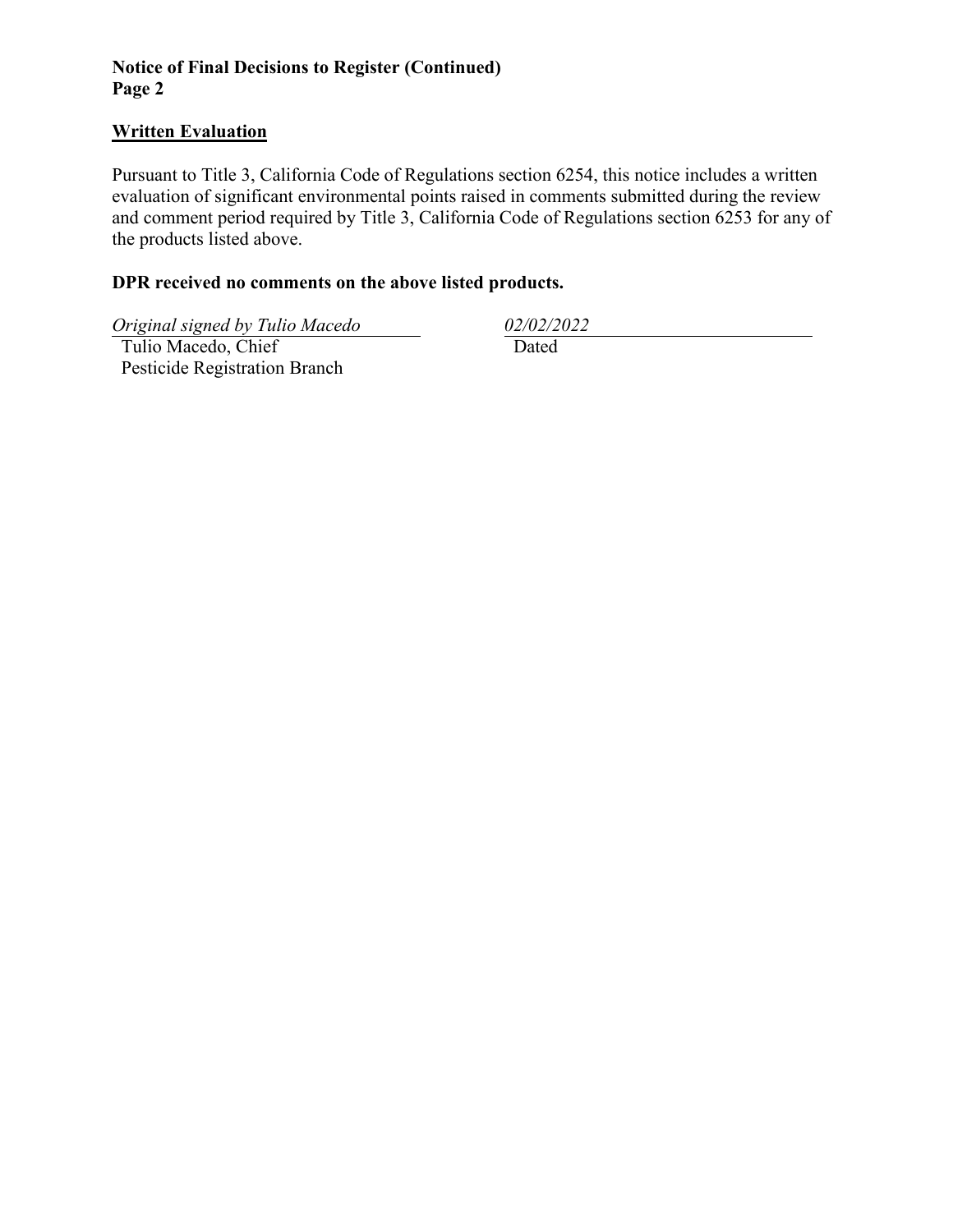**Notice of Final Decisions to Register (Continued)**
**Page 2**

## Written Evaluation

Pursuant to Title 3, California Code of Regulations section 6254, this notice includes a written evaluation of significant environmental points raised in comments submitted during the review and comment period required by Title 3, California Code of Regulations section 6253 for any of the products listed above.

**DPR received no comments on the above listed products.**

*Original signed by Tulio Macedo*
Tulio Macedo, Chief
Pesticide Registration Branch

*02/02/2022*
Dated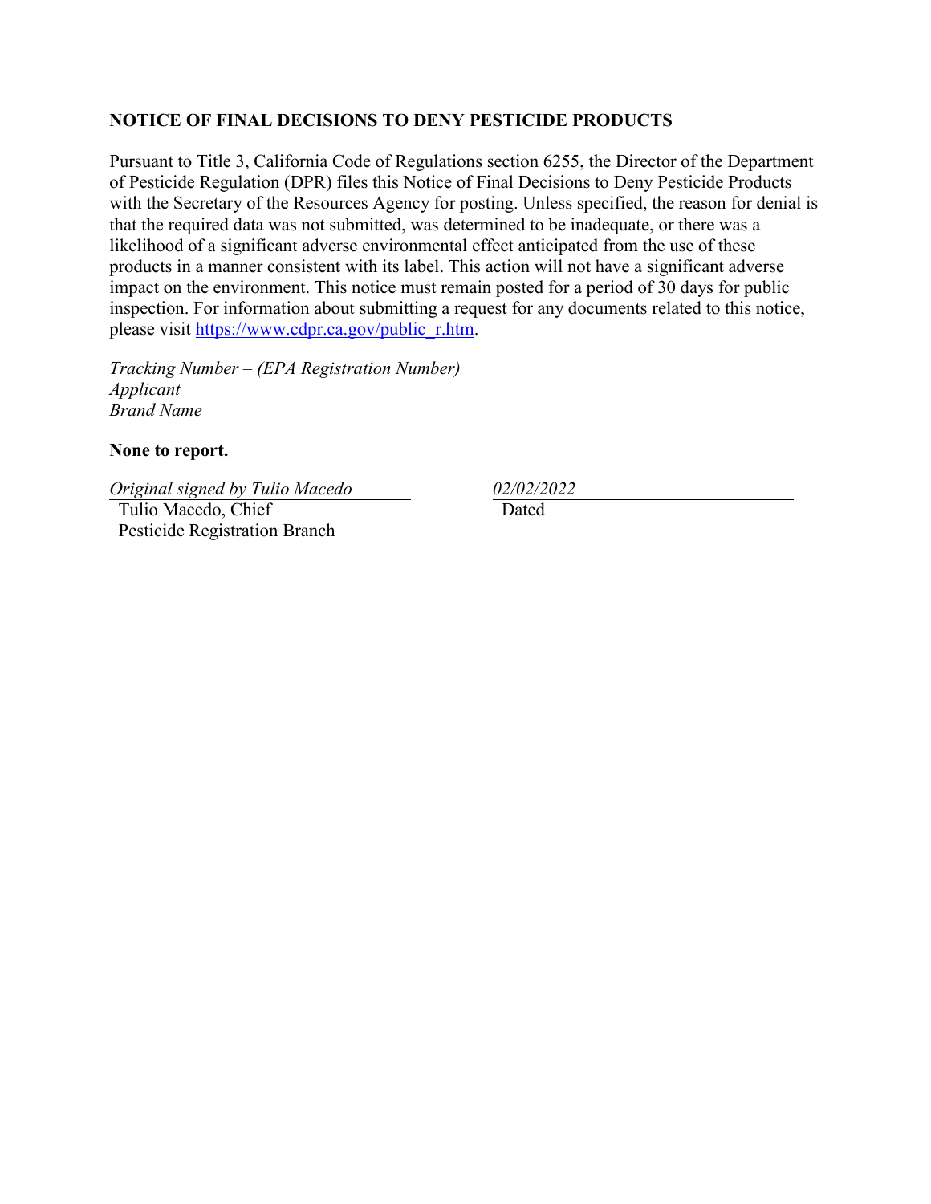## NOTICE OF FINAL DECISIONS TO DENY PESTICIDE PRODUCTS

Pursuant to Title 3, California Code of Regulations section 6255, the Director of the Department of Pesticide Regulation (DPR) files this Notice of Final Decisions to Deny Pesticide Products with the Secretary of the Resources Agency for posting. Unless specified, the reason for denial is that the required data was not submitted, was determined to be inadequate, or there was a likelihood of a significant adverse environmental effect anticipated from the use of these products in a manner consistent with its label. This action will not have a significant adverse impact on the environment. This notice must remain posted for a period of 30 days for public inspection. For information about submitting a request for any documents related to this notice, please visit https://www.cdpr.ca.gov/public_r.htm.

*Tracking Number – (EPA Registration Number)*
*Applicant*
*Brand Name*

**None to report.**

*Original signed by Tulio Macedo*
Tulio Macedo, Chief
Pesticide Registration Branch

*02/02/2022*
Dated